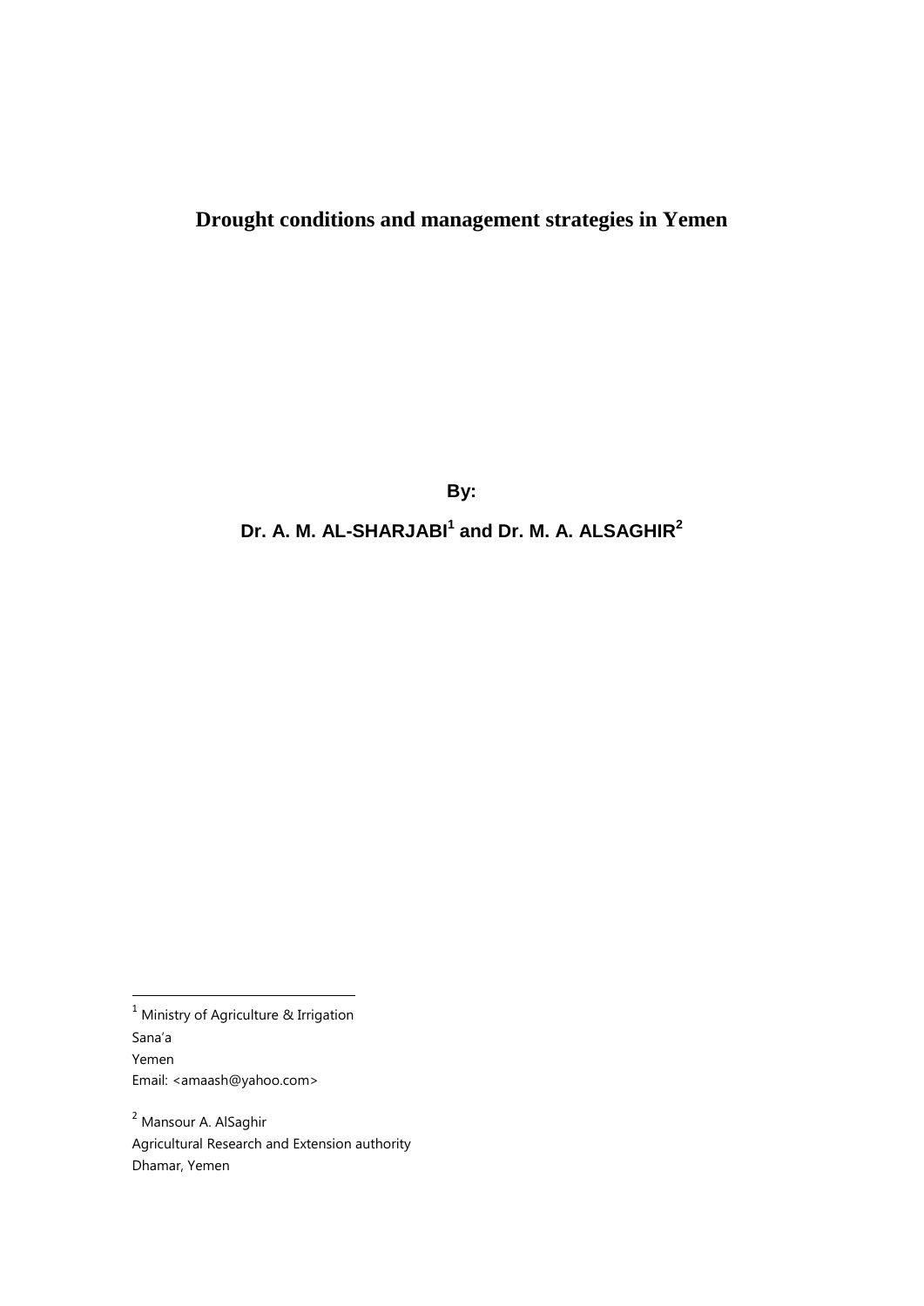# Drought conditions and management strategies in Yemen

**By:**

**Dr. A. M. AL-SHARJABI[1] and Dr. M. A. ALSAGHIR[2]**

---

[1] Ministry of Agriculture & Irrigation
Sana'a
Yemen
Email: <amaash@yahoo.com>

[2] Mansour A. AlSaghir
Agricultural Research and Extension authority
Dhamar, Yemen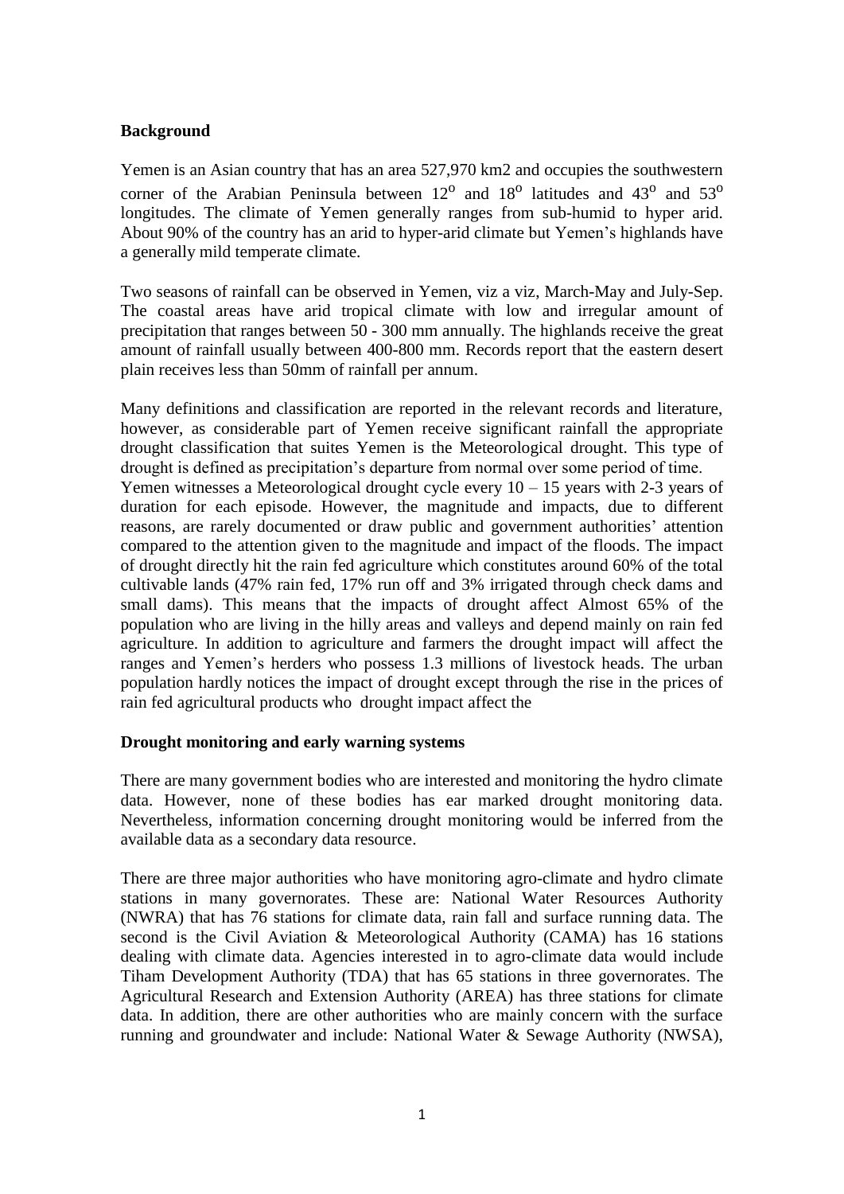**Background**

Yemen is an Asian country that has an area 527,970 km2 and occupies the southwestern corner of the Arabian Peninsula between $12^{o}$ and $18^{o}$ latitudes and $43^{o}$ and $53^{o}$ longitudes. The climate of Yemen generally ranges from sub-humid to hyper arid. About 90% of the country has an arid to hyper-arid climate but Yemen's highlands have a generally mild temperate climate.

Two seasons of rainfall can be observed in Yemen, viz a viz, March-May and July-Sep. The coastal areas have arid tropical climate with low and irregular amount of precipitation that ranges between 50 - 300 mm annually. The highlands receive the great amount of rainfall usually between 400-800 mm. Records report that the eastern desert plain receives less than 50mm of rainfall per annum.

Many definitions and classification are reported in the relevant records and literature, however, as considerable part of Yemen receive significant rainfall the appropriate drought classification that suites Yemen is the Meteorological drought. This type of drought is defined as precipitation's departure from normal over some period of time.
Yemen witnesses a Meteorological drought cycle every 10 – 15 years with 2-3 years of duration for each episode. However, the magnitude and impacts, due to different reasons, are rarely documented or draw public and government authorities' attention compared to the attention given to the magnitude and impact of the floods. The impact of drought directly hit the rain fed agriculture which constitutes around 60% of the total cultivable lands (47% rain fed, 17% run off and 3% irrigated through check dams and small dams). This means that the impacts of drought affect Almost 65% of the population who are living in the hilly areas and valleys and depend mainly on rain fed agriculture. In addition to agriculture and farmers the drought impact will affect the ranges and Yemen's herders who possess 1.3 millions of livestock heads. The urban population hardly notices the impact of drought except through the rise in the prices of rain fed agricultural products who drought impact affect the

**Drought monitoring and early warning systems**

There are many government bodies who are interested and monitoring the hydro climate data. However, none of these bodies has ear marked drought monitoring data. Nevertheless, information concerning drought monitoring would be inferred from the available data as a secondary data resource.

There are three major authorities who have monitoring agro-climate and hydro climate stations in many governorates. These are: National Water Resources Authority (NWRA) that has 76 stations for climate data, rain fall and surface running data. The second is the Civil Aviation & Meteorological Authority (CAMA) has 16 stations dealing with climate data. Agencies interested in to agro-climate data would include Tiham Development Authority (TDA) that has 65 stations in three governorates. The Agricultural Research and Extension Authority (AREA) has three stations for climate data. In addition, there are other authorities who are mainly concern with the surface running and groundwater and include: National Water & Sewage Authority (NWSA),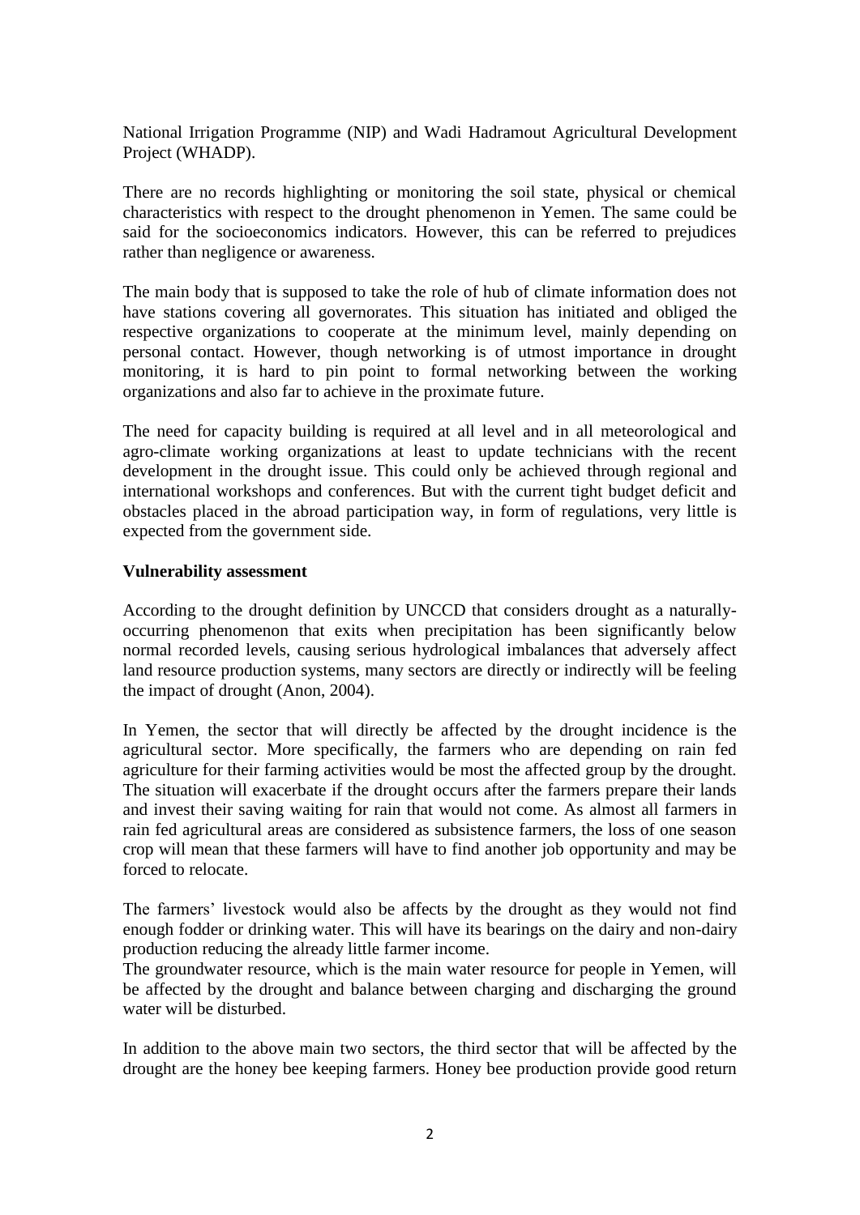National Irrigation Programme (NIP) and Wadi Hadramout Agricultural Development Project (WHADP).

There are no records highlighting or monitoring the soil state, physical or chemical characteristics with respect to the drought phenomenon in Yemen. The same could be said for the socioeconomics indicators. However, this can be referred to prejudices rather than negligence or awareness.

The main body that is supposed to take the role of hub of climate information does not have stations covering all governorates. This situation has initiated and obliged the respective organizations to cooperate at the minimum level, mainly depending on personal contact. However, though networking is of utmost importance in drought monitoring, it is hard to pin point to formal networking between the working organizations and also far to achieve in the proximate future.

The need for capacity building is required at all level and in all meteorological and agro-climate working organizations at least to update technicians with the recent development in the drought issue. This could only be achieved through regional and international workshops and conferences. But with the current tight budget deficit and obstacles placed in the abroad participation way, in form of regulations, very little is expected from the government side.

**Vulnerability assessment**

According to the drought definition by UNCCD that considers drought as a naturally-occurring phenomenon that exits when precipitation has been significantly below normal recorded levels, causing serious hydrological imbalances that adversely affect land resource production systems, many sectors are directly or indirectly will be feeling the impact of drought (Anon, 2004).

In Yemen, the sector that will directly be affected by the drought incidence is the agricultural sector. More specifically, the farmers who are depending on rain fed agriculture for their farming activities would be most the affected group by the drought. The situation will exacerbate if the drought occurs after the farmers prepare their lands and invest their saving waiting for rain that would not come. As almost all farmers in rain fed agricultural areas are considered as subsistence farmers, the loss of one season crop will mean that these farmers will have to find another job opportunity and may be forced to relocate.

The farmers' livestock would also be affects by the drought as they would not find enough fodder or drinking water. This will have its bearings on the dairy and non-dairy production reducing the already little farmer income.
The groundwater resource, which is the main water resource for people in Yemen, will be affected by the drought and balance between charging and discharging the ground water will be disturbed.

In addition to the above main two sectors, the third sector that will be affected by the drought are the honey bee keeping farmers. Honey bee production provide good return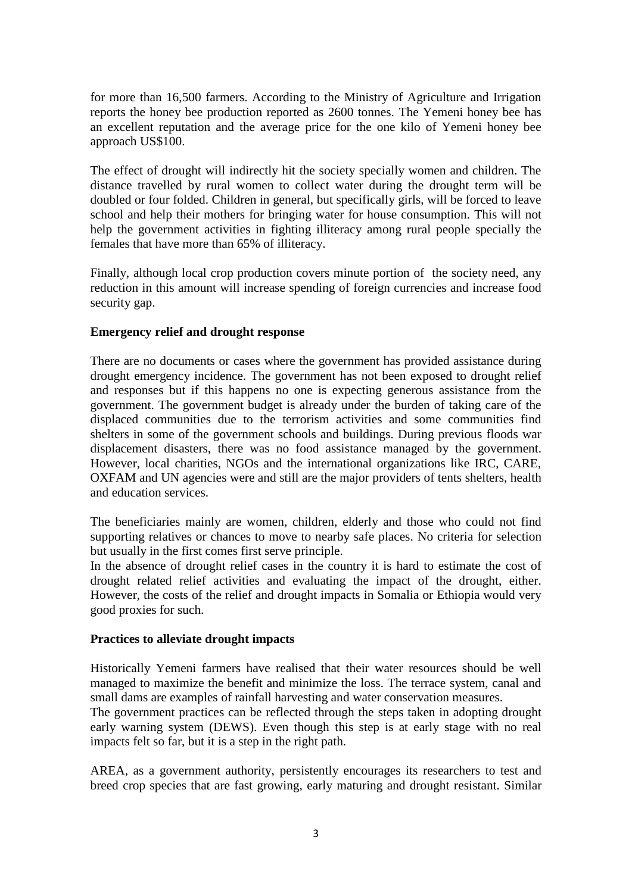for more than 16,500 farmers. According to the Ministry of Agriculture and Irrigation reports the honey bee production reported as 2600 tonnes. The Yemeni honey bee has an excellent reputation and the average price for the one kilo of Yemeni honey bee approach US$100.

The effect of drought will indirectly hit the society specially women and children. The distance travelled by rural women to collect water during the drought term will be doubled or four folded. Children in general, but specifically girls, will be forced to leave school and help their mothers for bringing water for house consumption. This will not help the government activities in fighting illiteracy among rural people specially the females that have more than 65% of illiteracy.

Finally, although local crop production covers minute portion of the society need, any reduction in this amount will increase spending of foreign currencies and increase food security gap.

**Emergency relief and drought response**

There are no documents or cases where the government has provided assistance during drought emergency incidence. The government has not been exposed to drought relief and responses but if this happens no one is expecting generous assistance from the government. The government budget is already under the burden of taking care of the displaced communities due to the terrorism activities and some communities find shelters in some of the government schools and buildings. During previous floods war displacement disasters, there was no food assistance managed by the government. However, local charities, NGOs and the international organizations like IRC, CARE, OXFAM and UN agencies were and still are the major providers of tents shelters, health and education services.

The beneficiaries mainly are women, children, elderly and those who could not find supporting relatives or chances to move to nearby safe places. No criteria for selection but usually in the first comes first serve principle.

In the absence of drought relief cases in the country it is hard to estimate the cost of drought related relief activities and evaluating the impact of the drought, either. However, the costs of the relief and drought impacts in Somalia or Ethiopia would very good proxies for such.

**Practices to alleviate drought impacts**

Historically Yemeni farmers have realised that their water resources should be well managed to maximize the benefit and minimize the loss. The terrace system, canal and small dams are examples of rainfall harvesting and water conservation measures.

The government practices can be reflected through the steps taken in adopting drought early warning system (DEWS). Even though this step is at early stage with no real impacts felt so far, but it is a step in the right path.

AREA, as a government authority, persistently encourages its researchers to test and breed crop species that are fast growing, early maturing and drought resistant. Similar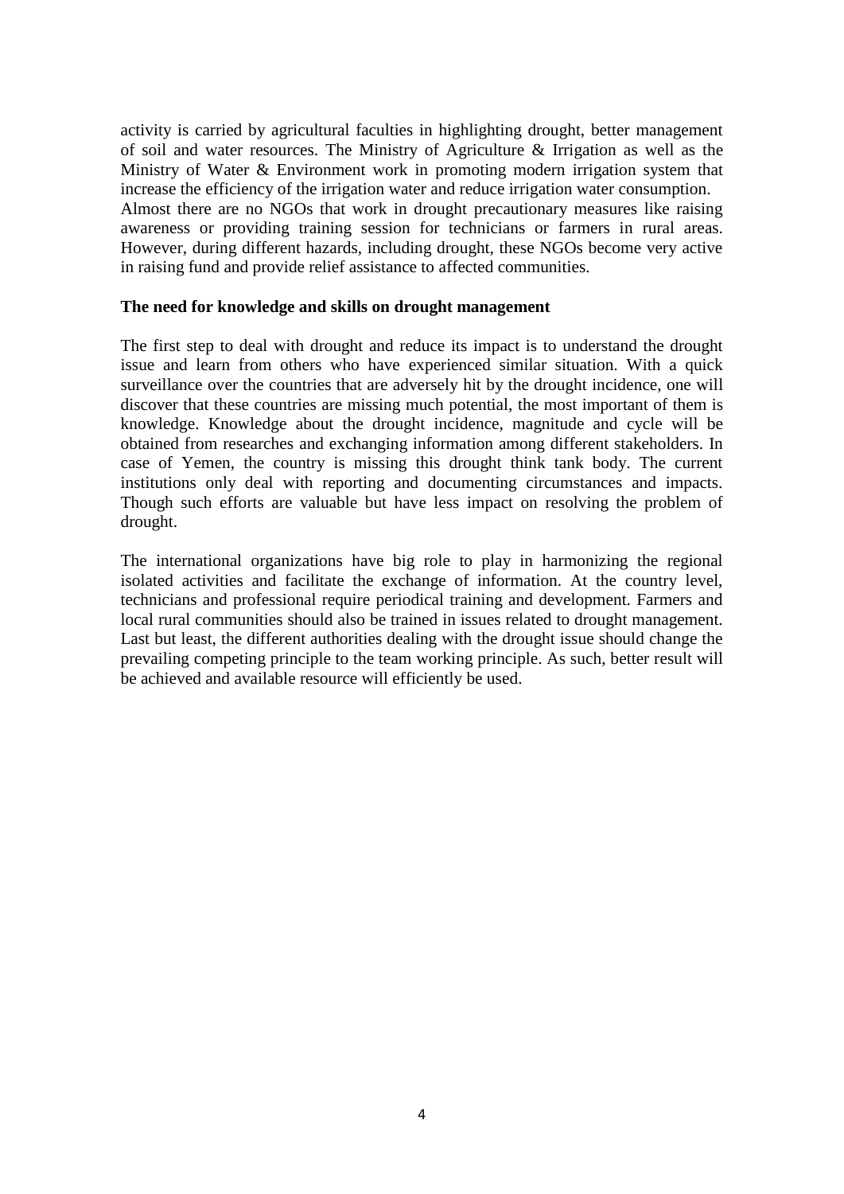activity is carried by agricultural faculties in highlighting drought, better management of soil and water resources. The Ministry of Agriculture & Irrigation as well as the Ministry of Water & Environment work in promoting modern irrigation system that increase the efficiency of the irrigation water and reduce irrigation water consumption. Almost there are no NGOs that work in drought precautionary measures like raising awareness or providing training session for technicians or farmers in rural areas. However, during different hazards, including drought, these NGOs become very active in raising fund and provide relief assistance to affected communities.

**The need for knowledge and skills on drought management**

The first step to deal with drought and reduce its impact is to understand the drought issue and learn from others who have experienced similar situation. With a quick surveillance over the countries that are adversely hit by the drought incidence, one will discover that these countries are missing much potential, the most important of them is knowledge. Knowledge about the drought incidence, magnitude and cycle will be obtained from researches and exchanging information among different stakeholders. In case of Yemen, the country is missing this drought think tank body. The current institutions only deal with reporting and documenting circumstances and impacts. Though such efforts are valuable but have less impact on resolving the problem of drought.

The international organizations have big role to play in harmonizing the regional isolated activities and facilitate the exchange of information. At the country level, technicians and professional require periodical training and development. Farmers and local rural communities should also be trained in issues related to drought management. Last but least, the different authorities dealing with the drought issue should change the prevailing competing principle to the team working principle. As such, better result will be achieved and available resource will efficiently be used.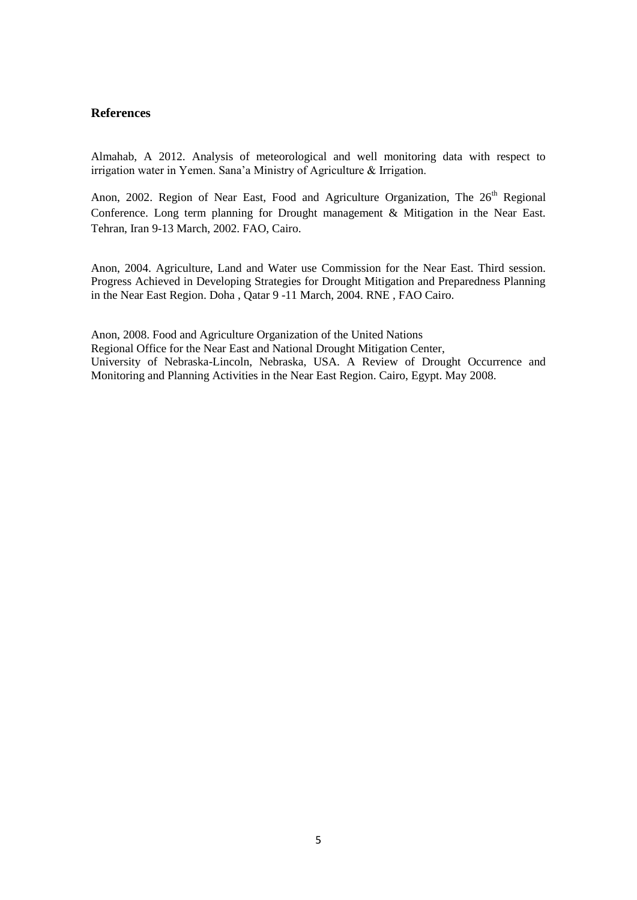## References

Almahab, A 2012. Analysis of meteorological and well monitoring data with respect to irrigation water in Yemen. Sana'a Ministry of Agriculture & Irrigation.

Anon, 2002. Region of Near East, Food and Agriculture Organization, The 26th Regional Conference. Long term planning for Drought management & Mitigation in the Near East. Tehran, Iran 9-13 March, 2002. FAO, Cairo.

Anon, 2004. Agriculture, Land and Water use Commission for the Near East. Third session. Progress Achieved in Developing Strategies for Drought Mitigation and Preparedness Planning in the Near East Region. Doha , Qatar 9 -11 March, 2004. RNE , FAO Cairo.

Anon, 2008. Food and Agriculture Organization of the United Nations
Regional Office for the Near East and National Drought Mitigation Center,
University of Nebraska-Lincoln, Nebraska, USA. A Review of Drought Occurrence and Monitoring and Planning Activities in the Near East Region. Cairo, Egypt. May 2008.